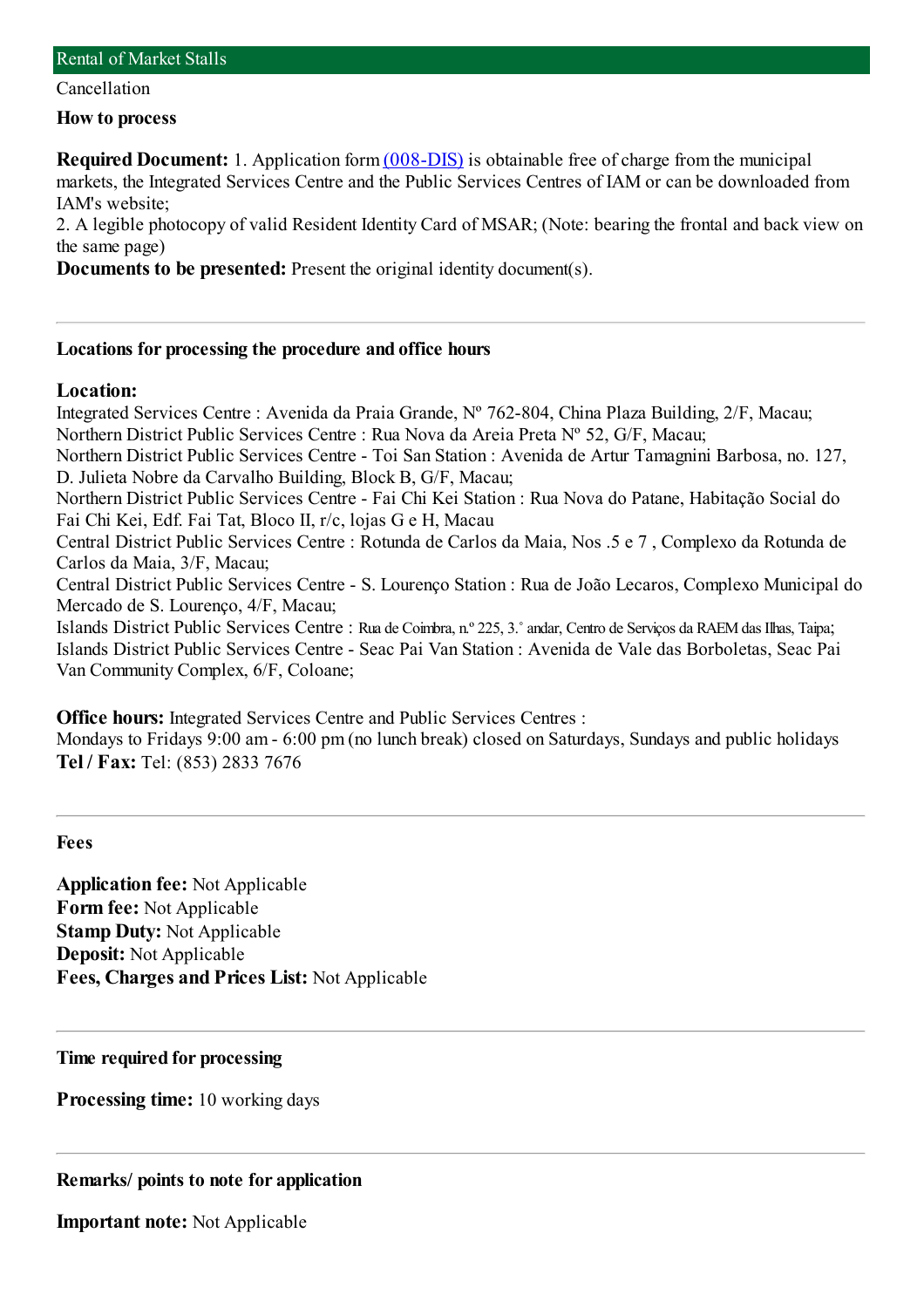## Rental of Market Stalls

Cancellation

### How to process

**Required Document:** 1. Application form (008-DIS) is obtainable free of charge from the municipal markets, the Integrated Services Centre and the Public Services Centres of IAM or can be downloaded from IAM's website;
2. A legible photocopy of valid Resident Identity Card of MSAR; (Note: bearing the frontal and back view on the same page)
**Documents to be presented:** Present the original identity document(s).

---

### Locations for processing the procedure and office hours

**Location:**
Integrated Services Centre : Avenida da Praia Grande, Nº 762-804, China Plaza Building, 2/F, Macau;
Northern District Public Services Centre : Rua Nova da Areia Preta Nº 52, G/F, Macau;
Northern District Public Services Centre - Toi San Station : Avenida de Artur Tamagnini Barbosa, no. 127, D. Julieta Nobre da Carvalho Building, Block B, G/F, Macau;
Northern District Public Services Centre - Fai Chi Kei Station : Rua Nova do Patane, Habitação Social do Fai Chi Kei, Edf. Fai Tat, Bloco II, r/c, lojas G e H, Macau
Central District Public Services Centre : Rotunda de Carlos da Maia, Nos .5 e 7 , Complexo da Rotunda de Carlos da Maia, 3/F, Macau;
Central District Public Services Centre - S. Lourenço Station : Rua de João Lecaros, Complexo Municipal do Mercado de S. Lourenço, 4/F, Macau;
Islands District Public Services Centre : Rua de Coimbra, n.º 225, 3.˚ andar, Centro de Serviços da RAEM das Ilhas, Taipa;
Islands District Public Services Centre - Seac Pai Van Station : Avenida de Vale das Borboletas, Seac Pai Van Community Complex, 6/F, Coloane;

**Office hours:** Integrated Services Centre and Public Services Centres :
Mondays to Fridays 9:00 am - 6:00 pm (no lunch break) closed on Saturdays, Sundays and public holidays
**Tel / Fax:** Tel: (853) 2833 7676

---

### Fees

**Application fee:** Not Applicable
**Form fee:** Not Applicable
**Stamp Duty:** Not Applicable
**Deposit:** Not Applicable
**Fees, Charges and Prices List:** Not Applicable

---

### Time required for processing

**Processing time:** 10 working days

---

### Remarks/ points to note for application

**Important note:** Not Applicable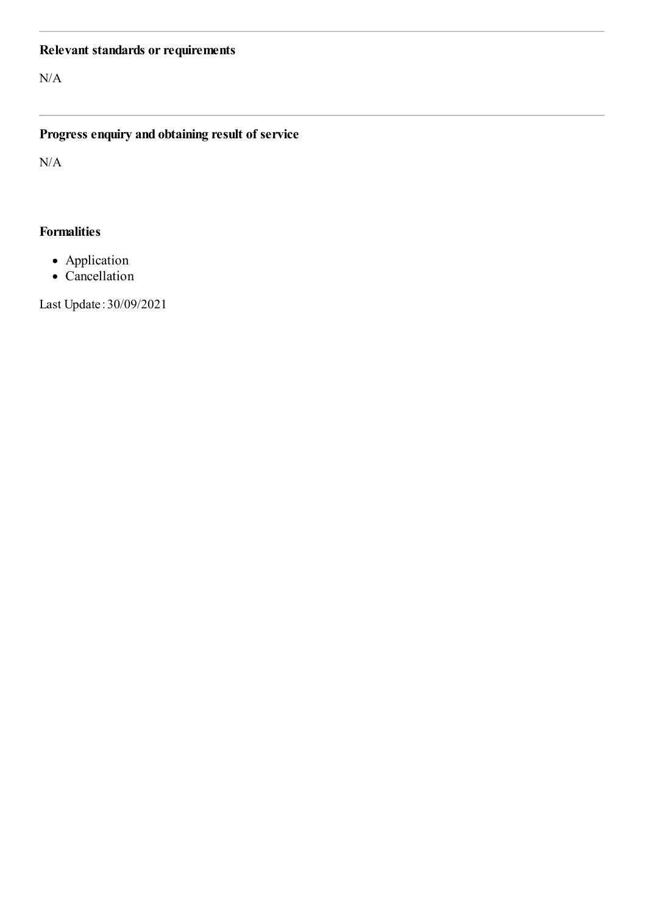---

**Relevant standards or requirements**

N/A

---

**Progress enquiry and obtaining result of service**

N/A

**Formalities**

- Application
- Cancellation

Last Update : 30/09/2021